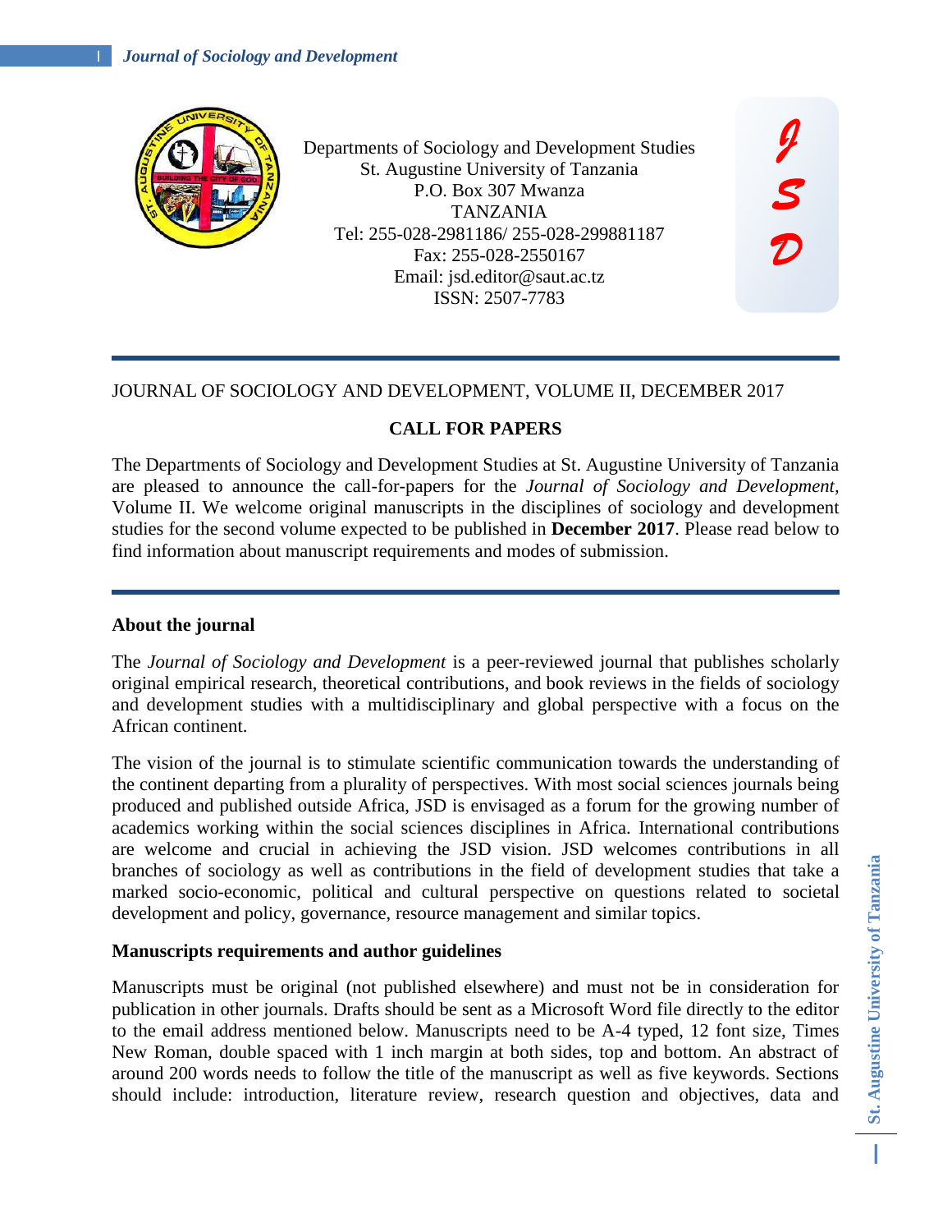Departments of Sociology and Development Studies
St. Augustine University of Tanzania
P.O. Box 307 Mwanza
TANZANIA
Tel: 255-028-2981186/ 255-028-299881187
Fax: 255-028-2550167
Email: jsd.editor@saut.ac.tz
ISSN: 2507-7783

JSD

JOURNAL OF SOCIOLOGY AND DEVELOPMENT, VOLUME II, DECEMBER 2017

## CALL FOR PAPERS

The Departments of Sociology and Development Studies at St. Augustine University of Tanzania are pleased to announce the call-for-papers for the *Journal of Sociology and Development*, Volume II. We welcome original manuscripts in the disciplines of sociology and development studies for the second volume expected to be published in **December 2017**. Please read below to find information about manuscript requirements and modes of submission.

### About the journal

The *Journal of Sociology and Development* is a peer-reviewed journal that publishes scholarly original empirical research, theoretical contributions, and book reviews in the fields of sociology and development studies with a multidisciplinary and global perspective with a focus on the African continent.

The vision of the journal is to stimulate scientific communication towards the understanding of the continent departing from a plurality of perspectives. With most social sciences journals being produced and published outside Africa, JSD is envisaged as a forum for the growing number of academics working within the social sciences disciplines in Africa. International contributions are welcome and crucial in achieving the JSD vision. JSD welcomes contributions in all branches of sociology as well as contributions in the field of development studies that take a marked socio-economic, political and cultural perspective on questions related to societal development and policy, governance, resource management and similar topics.

### Manuscripts requirements and author guidelines

Manuscripts must be original (not published elsewhere) and must not be in consideration for publication in other journals. Drafts should be sent as a Microsoft Word file directly to the editor to the email address mentioned below. Manuscripts need to be A-4 typed, 12 font size, Times New Roman, double spaced with 1 inch margin at both sides, top and bottom. An abstract of around 200 words needs to follow the title of the manuscript as well as five keywords. Sections should include: introduction, literature review, research question and objectives, data and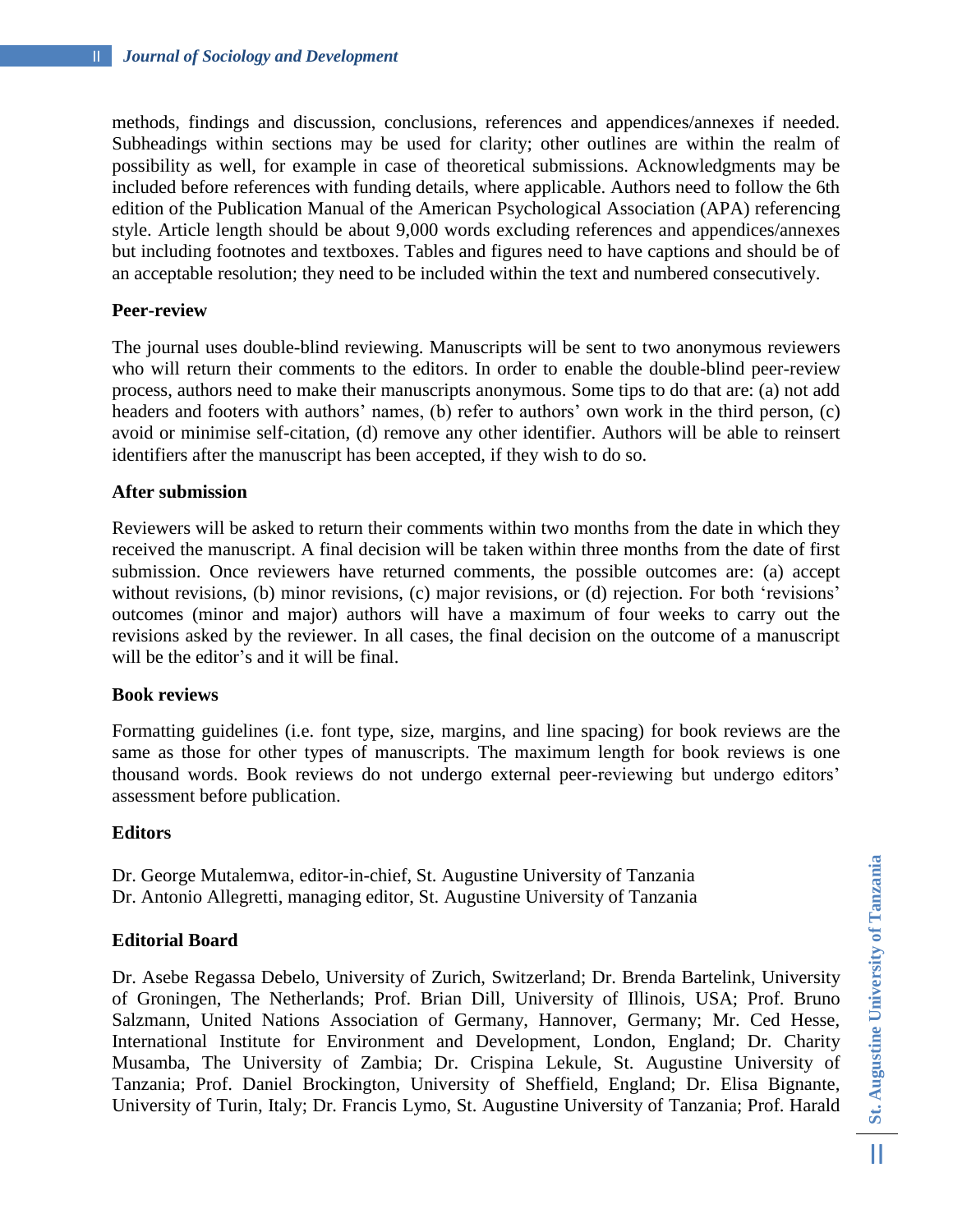methods, findings and discussion, conclusions, references and appendices/annexes if needed. Subheadings within sections may be used for clarity; other outlines are within the realm of possibility as well, for example in case of theoretical submissions. Acknowledgments may be included before references with funding details, where applicable. Authors need to follow the 6th edition of the Publication Manual of the American Psychological Association (APA) referencing style. Article length should be about 9,000 words excluding references and appendices/annexes but including footnotes and textboxes. Tables and figures need to have captions and should be of an acceptable resolution; they need to be included within the text and numbered consecutively.

**Peer-review**

The journal uses double-blind reviewing. Manuscripts will be sent to two anonymous reviewers who will return their comments to the editors. In order to enable the double-blind peer-review process, authors need to make their manuscripts anonymous. Some tips to do that are: (a) not add headers and footers with authors' names, (b) refer to authors' own work in the third person, (c) avoid or minimise self-citation, (d) remove any other identifier. Authors will be able to reinsert identifiers after the manuscript has been accepted, if they wish to do so.

**After submission**

Reviewers will be asked to return their comments within two months from the date in which they received the manuscript. A final decision will be taken within three months from the date of first submission. Once reviewers have returned comments, the possible outcomes are: (a) accept without revisions, (b) minor revisions, (c) major revisions, or (d) rejection. For both 'revisions' outcomes (minor and major) authors will have a maximum of four weeks to carry out the revisions asked by the reviewer. In all cases, the final decision on the outcome of a manuscript will be the editor's and it will be final.

**Book reviews**

Formatting guidelines (i.e. font type, size, margins, and line spacing) for book reviews are the same as those for other types of manuscripts. The maximum length for book reviews is one thousand words. Book reviews do not undergo external peer-reviewing but undergo editors' assessment before publication.

**Editors**

Dr. George Mutalemwa, editor-in-chief, St. Augustine University of Tanzania
Dr. Antonio Allegretti, managing editor, St. Augustine University of Tanzania

**Editorial Board**

Dr. Asebe Regassa Debelo, University of Zurich, Switzerland; Dr. Brenda Bartelink, University of Groningen, The Netherlands; Prof. Brian Dill, University of Illinois, USA; Prof. Bruno Salzmann, United Nations Association of Germany, Hannover, Germany; Mr. Ced Hesse, International Institute for Environment and Development, London, England; Dr. Charity Musamba, The University of Zambia; Dr. Crispina Lekule, St. Augustine University of Tanzania; Prof. Daniel Brockington, University of Sheffield, England; Dr. Elisa Bignante, University of Turin, Italy; Dr. Francis Lymo, St. Augustine University of Tanzania; Prof. Harald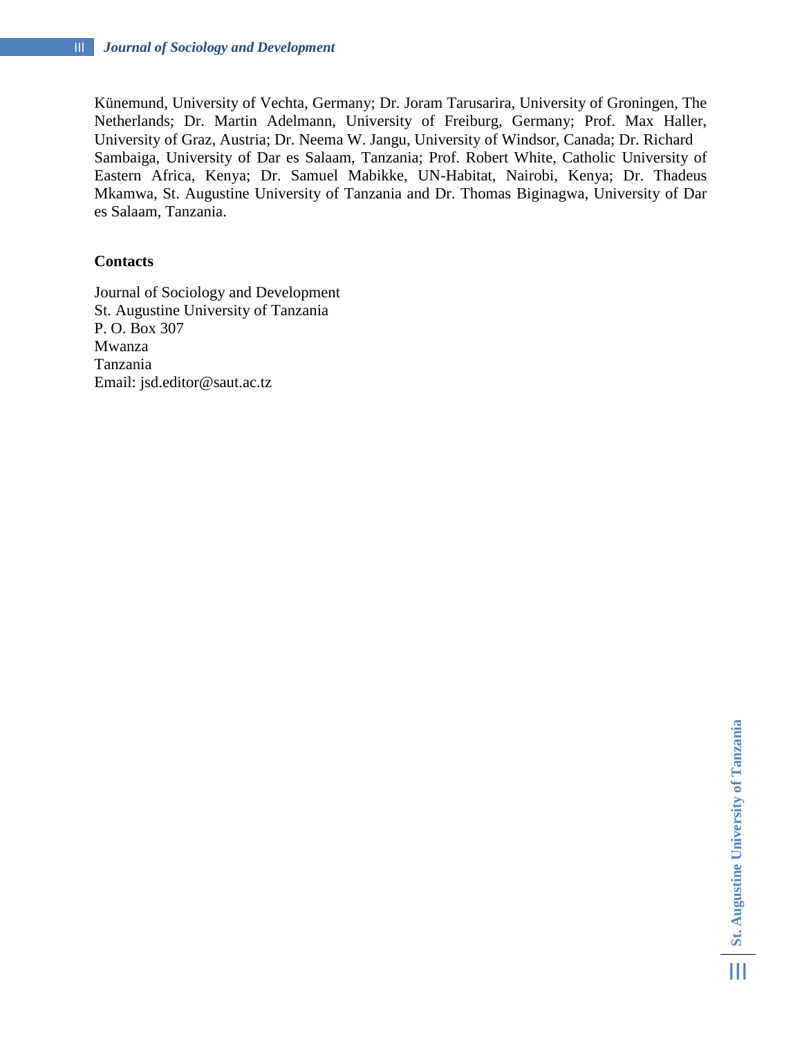Künemund, University of Vechta, Germany; Dr. Joram Tarusarira, University of Groningen, The Netherlands; Dr. Martin Adelmann, University of Freiburg, Germany; Prof. Max Haller, University of Graz, Austria; Dr. Neema W. Jangu, University of Windsor, Canada; Dr. Richard Sambaiga, University of Dar es Salaam, Tanzania; Prof. Robert White, Catholic University of Eastern Africa, Kenya; Dr. Samuel Mabikke, UN-Habitat, Nairobi, Kenya; Dr. Thadeus Mkamwa, St. Augustine University of Tanzania and Dr. Thomas Biginagwa, University of Dar es Salaam, Tanzania.

**Contacts**

Journal of Sociology and Development
St. Augustine University of Tanzania
P. O. Box 307
Mwanza
Tanzania
Email: jsd.editor@saut.ac.tz